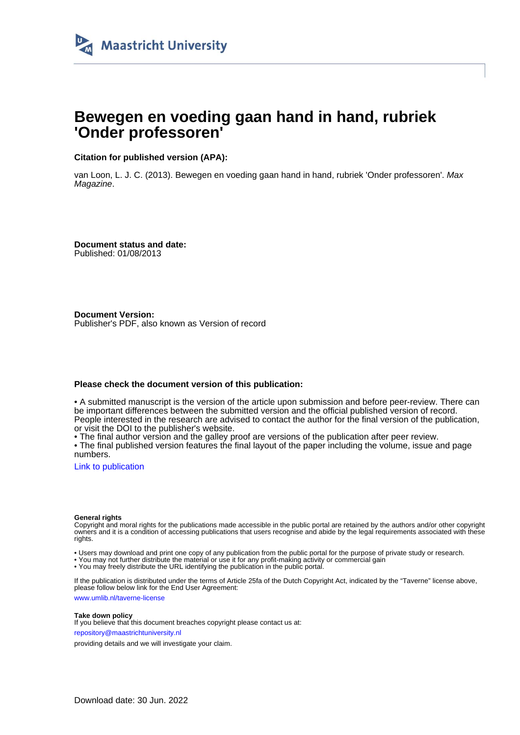Maastricht University

# Bewegen en voeding gaan hand in hand, rubriek 'Onder professoren'

**Citation for published version (APA):**

van Loon, L. J. C. (2013). Bewegen en voeding gaan hand in hand, rubriek 'Onder professoren'. *Max Magazine*.

**Document status and date:**
Published: 01/08/2013

**Document Version:**
Publisher's PDF, also known as Version of record

**Please check the document version of this publication:**

• A submitted manuscript is the version of the article upon submission and before peer-review. There can be important differences between the submitted version and the official published version of record. People interested in the research are advised to contact the author for the final version of the publication, or visit the DOI to the publisher's website.
• The final author version and the galley proof are versions of the publication after peer review.
• The final published version features the final layout of the paper including the volume, issue and page numbers.

Link to publication

**General rights**
Copyright and moral rights for the publications made accessible in the public portal are retained by the authors and/or other copyright owners and it is a condition of accessing publications that users recognise and abide by the legal requirements associated with these rights.

• Users may download and print one copy of any publication from the public portal for the purpose of private study or research.
• You may not further distribute the material or use it for any profit-making activity or commercial gain
• You may freely distribute the URL identifying the publication in the public portal.

If the publication is distributed under the terms of Article 25fa of the Dutch Copyright Act, indicated by the "Taverne" license above, please follow below link for the End User Agreement:

www.umlib.nl/taverne-license

**Take down policy**
If you believe that this document breaches copyright please contact us at:

repository@maastrichtuniversity.nl

providing details and we will investigate your claim.

Download date: 30 Jun. 2022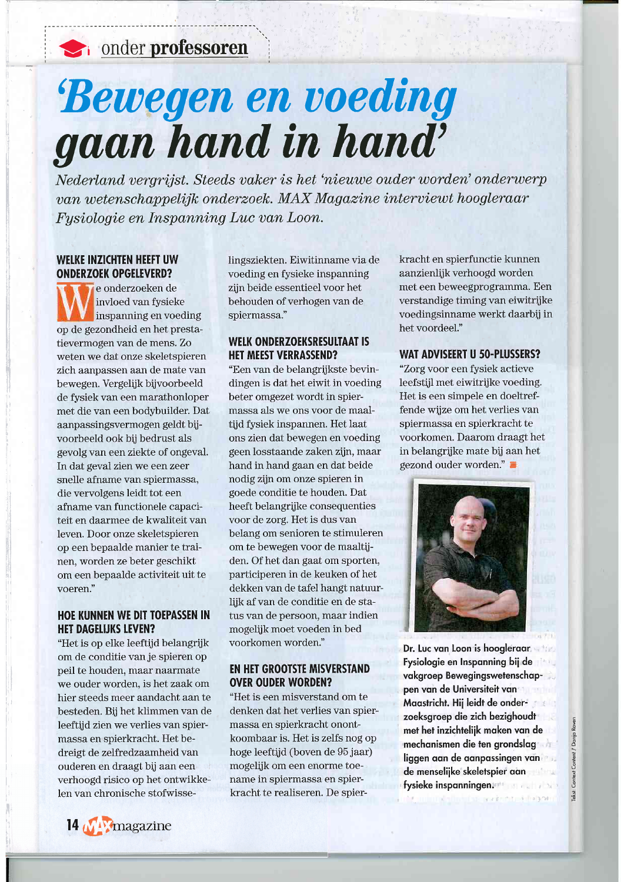onder **professoren**

# *'Bewegen en voeding gaan hand in hand'*

*Nederland vergrijst. Steeds vaker is het 'nieuwe ouder worden' onderwerp van wetenschappelijk onderzoek. MAX Magazine interviewt hoogleraar Fysiologie en Inspanning Luc van Loon.*

### WELKE INZICHTEN HEEFT UW ONDERZOEK OPGELEVERD?

We onderzoeken de invloed van fysieke inspanning en voeding op de gezondheid en het prestatievermogen van de mens. Zo weten we dat onze skeletspieren zich aanpassen aan de mate van bewegen. Vergelijk bijvoorbeeld de fysiek van een marathonloper met die van een bodybuilder. Dat aanpassingsvermogen geldt bijvoorbeeld ook bij bedrust als gevolg van een ziekte of ongeval. In dat geval zien we een zeer snelle afname van spiermassa, die vervolgens leidt tot een afname van functionele capaciteit en daarmee de kwaliteit van leven. Door onze skeletspieren op een bepaalde manier te trainen, worden ze beter geschikt om een bepaalde activiteit uit te voeren."

### HOE KUNNEN WE DIT TOEPASSEN IN HET DAGELIJKS LEVEN?

"Het is op elke leeftijd belangrijk om de conditie van je spieren op peil te houden, maar naarmate we ouder worden, is het zaak om hier steeds meer aandacht aan te besteden. Bij het klimmen van de leeftijd zien we verlies van spiermassa en spierkracht. Het bedreigt de zelfredzaamheid van ouderen en draagt bij aan een verhoogd risico op het ontwikkelen van chronische stofwisselingsziekten. Eiwitinname via de voeding en fysieke inspanning zijn beide essentieel voor het behouden of verhogen van de spiermassa."

### WELK ONDERZOEKSRESULTAAT IS HET MEEST VERRASSEND?

"Een van de belangrijkste bevindingen is dat het eiwit in voeding beter omgezet wordt in spiermassa als we ons voor de maaltijd fysiek inspannen. Het laat ons zien dat bewegen en voeding geen losstaande zaken zijn, maar hand in hand gaan en dat beide nodig zijn om onze spieren in goede conditie te houden. Dat heeft belangrijke consequenties voor de zorg. Het is dus van belang om senioren te stimuleren om te bewegen voor de maaltijden. Of het dan gaat om sporten, participeren in de keuken of het dekken van de tafel hangt natuurlijk af van de conditie en de status van de persoon, maar indien mogelijk moet voeden in bed voorkomen worden."

### EN HET GROOTSTE MISVERSTAND OVER OUDER WORDEN?

"Het is een misverstand om te denken dat het verlies van spiermassa en spierkracht onontkoombaar is. Het is zelfs nog op hoge leeftijd (boven de 95 jaar) mogelijk om een enorme toename in spiermassa en spierkracht te realiseren. De spierkracht en spierfunctie kunnen aanzienlijk verhoogd worden met een beweegprogramma. Een verstandige timing van eiwitrijke voedingsinname werkt daarbij in het voordeel."

### WAT ADVISEERT U 50-PLUSSERS?

"Zorg voor een fysiek actieve leefstijl met eiwitrijke voeding. Het is een simpele en doeltreffende wijze om het verlies van spiermassa en spierkracht te voorkomen. Daarom draagt het in belangrijke mate bij aan het gezond ouder worden."

**Dr. Luc van Loon is hoogleraar Fysiologie en Inspanning bij de vakgroep Bewegingswetenschappen van de Universiteit van Maastricht. Hij leidt de onderzoeksgroep die zich bezighoudt met het inzichtelijk maken van de mechanismen die ten grondslag liggen aan de aanpassingen van de menselijke skeletspier aan fysieke inspanningen.**

Tekst: Context Content / Danja Raven